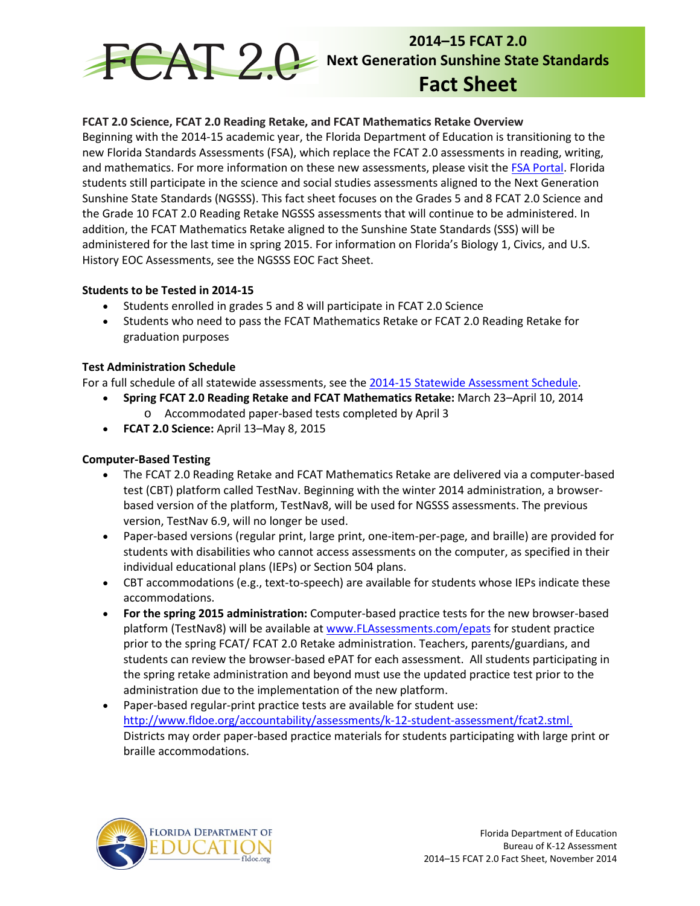# 2014–15 FCAT 2.0 Next Generation Sunshine State Standards Fact Sheet

**FCAT 2.0 Science, FCAT 2.0 Reading Retake, and FCAT Mathematics Retake Overview**

Beginning with the 2014-15 academic year, the Florida Department of Education is transitioning to the new Florida Standards Assessments (FSA), which replace the FCAT 2.0 assessments in reading, writing, and mathematics. For more information on these new assessments, please visit the FSA Portal. Florida students still participate in the science and social studies assessments aligned to the Next Generation Sunshine State Standards (NGSSS). This fact sheet focuses on the Grades 5 and 8 FCAT 2.0 Science and the Grade 10 FCAT 2.0 Reading Retake NGSSS assessments that will continue to be administered. In addition, the FCAT Mathematics Retake aligned to the Sunshine State Standards (SSS) will be administered for the last time in spring 2015. For information on Florida's Biology 1, Civics, and U.S. History EOC Assessments, see the NGSSS EOC Fact Sheet.

**Students to be Tested in 2014-15**

- Students enrolled in grades 5 and 8 will participate in FCAT 2.0 Science
- Students who need to pass the FCAT Mathematics Retake or FCAT 2.0 Reading Retake for graduation purposes

**Test Administration Schedule**

For a full schedule of all statewide assessments, see the 2014-15 Statewide Assessment Schedule.

- **Spring FCAT 2.0 Reading Retake and FCAT Mathematics Retake:** March 23–April 10, 2014
  - Accommodated paper-based tests completed by April 3
- **FCAT 2.0 Science:** April 13–May 8, 2015

**Computer-Based Testing**

- The FCAT 2.0 Reading Retake and FCAT Mathematics Retake are delivered via a computer-based test (CBT) platform called TestNav. Beginning with the winter 2014 administration, a browser-based version of the platform, TestNav8, will be used for NGSSS assessments. The previous version, TestNav 6.9, will no longer be used.
- Paper-based versions (regular print, large print, one-item-per-page, and braille) are provided for students with disabilities who cannot access assessments on the computer, as specified in their individual educational plans (IEPs) or Section 504 plans.
- CBT accommodations (e.g., text-to-speech) are available for students whose IEPs indicate these accommodations.
- **For the spring 2015 administration:** Computer-based practice tests for the new browser-based platform (TestNav8) will be available at www.FLAssessments.com/epats for student practice prior to the spring FCAT/ FCAT 2.0 Retake administration. Teachers, parents/guardians, and students can review the browser-based ePAT for each assessment. All students participating in the spring retake administration and beyond must use the updated practice test prior to the administration due to the implementation of the new platform.
- Paper-based regular-print practice tests are available for student use: http://www.fldoe.org/accountability/assessments/k-12-student-assessment/fcat2.stml. Districts may order paper-based practice materials for students participating with large print or braille accommodations.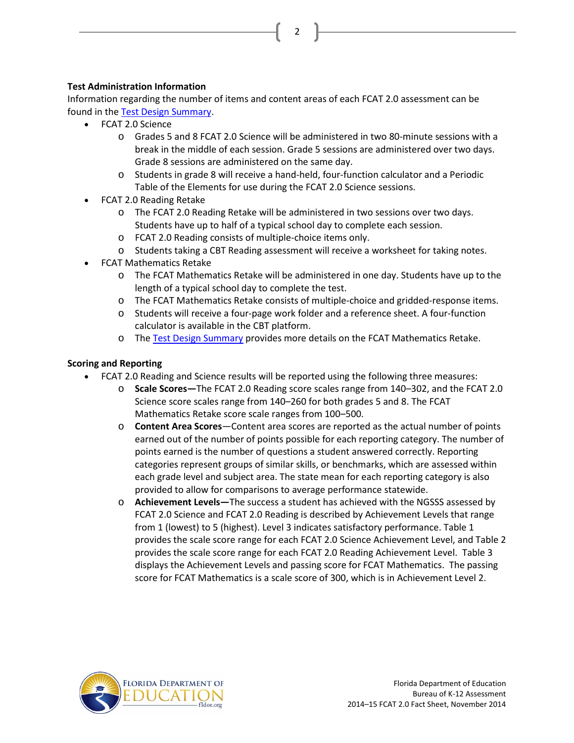**Test Administration Information**

Information regarding the number of items and content areas of each FCAT 2.0 assessment can be found in the [Test Design Summary](Test Design Summary).

- FCAT 2.0 Science
  - Grades 5 and 8 FCAT 2.0 Science will be administered in two 80-minute sessions with a break in the middle of each session. Grade 5 sessions are administered over two days. Grade 8 sessions are administered on the same day.
  - Students in grade 8 will receive a hand-held, four-function calculator and a Periodic Table of the Elements for use during the FCAT 2.0 Science sessions.
- FCAT 2.0 Reading Retake
  - The FCAT 2.0 Reading Retake will be administered in two sessions over two days. Students have up to half of a typical school day to complete each session.
  - FCAT 2.0 Reading consists of multiple-choice items only.
  - Students taking a CBT Reading assessment will receive a worksheet for taking notes.
- FCAT Mathematics Retake
  - The FCAT Mathematics Retake will be administered in one day. Students have up to the length of a typical school day to complete the test.
  - The FCAT Mathematics Retake consists of multiple-choice and gridded-response items.
  - Students will receive a four-page work folder and a reference sheet. A four-function calculator is available in the CBT platform.
  - The [Test Design Summary](Test Design Summary) provides more details on the FCAT Mathematics Retake.

**Scoring and Reporting**

- FCAT 2.0 Reading and Science results will be reported using the following three measures:
  - **Scale Scores—**The FCAT 2.0 Reading score scales range from 140–302, and the FCAT 2.0 Science score scales range from 140–260 for both grades 5 and 8. The FCAT Mathematics Retake score scale ranges from 100–500.
  - **Content Area Scores**—Content area scores are reported as the actual number of points earned out of the number of points possible for each reporting category. The number of points earned is the number of questions a student answered correctly. Reporting categories represent groups of similar skills, or benchmarks, which are assessed within each grade level and subject area. The state mean for each reporting category is also provided to allow for comparisons to average performance statewide.
  - **Achievement Levels—**The success a student has achieved with the NGSSS assessed by FCAT 2.0 Science and FCAT 2.0 Reading is described by Achievement Levels that range from 1 (lowest) to 5 (highest). Level 3 indicates satisfactory performance. Table 1 provides the scale score range for each FCAT 2.0 Science Achievement Level, and Table 2 provides the scale score range for each FCAT 2.0 Reading Achievement Level. Table 3 displays the Achievement Levels and passing score for FCAT Mathematics. The passing score for FCAT Mathematics is a scale score of 300, which is in Achievement Level 2.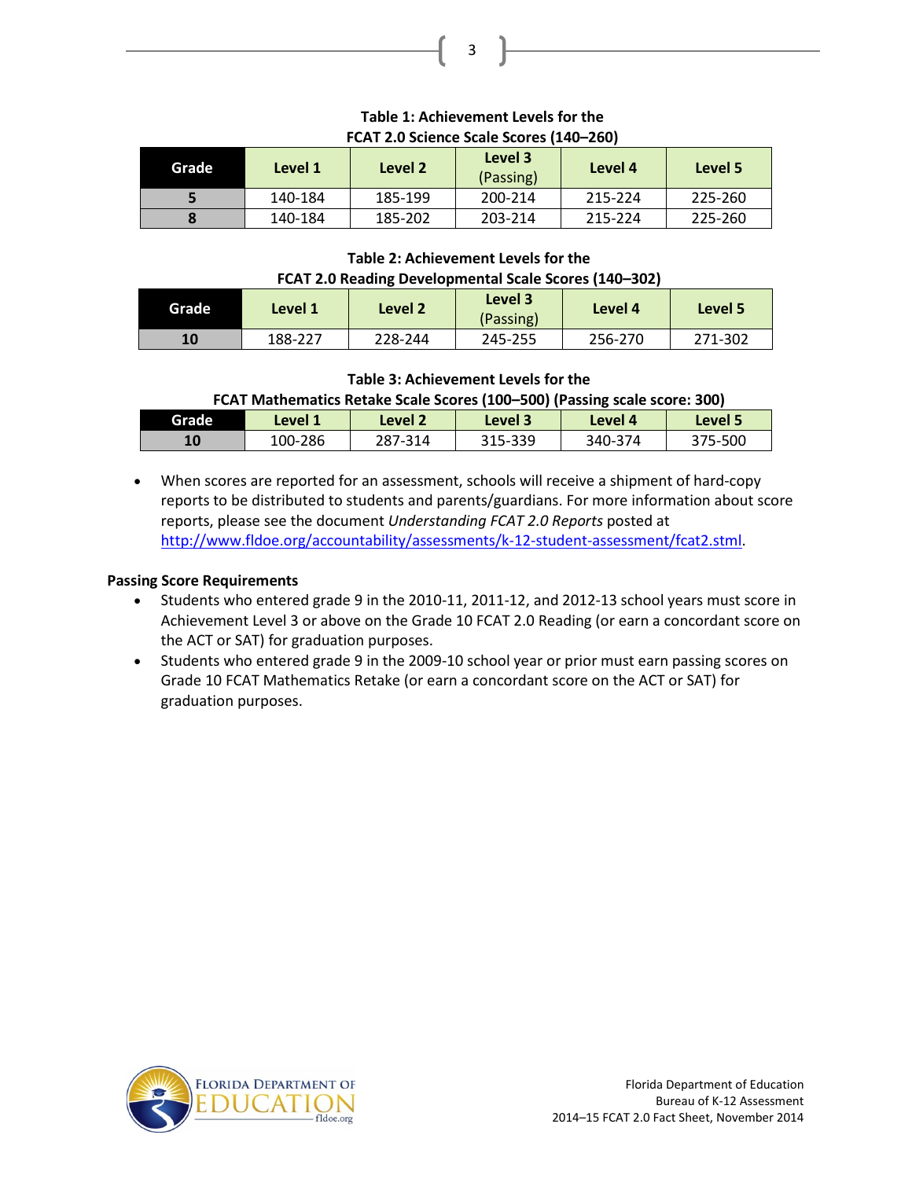**Table 1: Achievement Levels for the FCAT 2.0 Science Scale Scores (140–260)**

| Grade | Level 1 | Level 2 | Level 3 (Passing) | Level 4 | Level 5 |
|---|---|---|---|---|---|
| 5 | 140-184 | 185-199 | 200-214 | 215-224 | 225-260 |
| 8 | 140-184 | 185-202 | 203-214 | 215-224 | 225-260 |

**Table 2: Achievement Levels for the FCAT 2.0 Reading Developmental Scale Scores (140–302)**

| Grade | Level 1 | Level 2 | Level 3 (Passing) | Level 4 | Level 5 |
|---|---|---|---|---|---|
| 10 | 188-227 | 228-244 | 245-255 | 256-270 | 271-302 |

**Table 3: Achievement Levels for the FCAT Mathematics Retake Scale Scores (100–500) (Passing scale score: 300)**

| Grade | Level 1 | Level 2 | Level 3 | Level 4 | Level 5 |
|---|---|---|---|---|---|
| 10 | 100-286 | 287-314 | 315-339 | 340-374 | 375-500 |

- When scores are reported for an assessment, schools will receive a shipment of hard-copy reports to be distributed to students and parents/guardians. For more information about score reports, please see the document *Understanding FCAT 2.0 Reports* posted at http://www.fldoe.org/accountability/assessments/k-12-student-assessment/fcat2.stml.

**Passing Score Requirements**

- Students who entered grade 9 in the 2010-11, 2011-12, and 2012-13 school years must score in Achievement Level 3 or above on the Grade 10 FCAT 2.0 Reading (or earn a concordant score on the ACT or SAT) for graduation purposes.
- Students who entered grade 9 in the 2009-10 school year or prior must earn passing scores on Grade 10 FCAT Mathematics Retake (or earn a concordant score on the ACT or SAT) for graduation purposes.